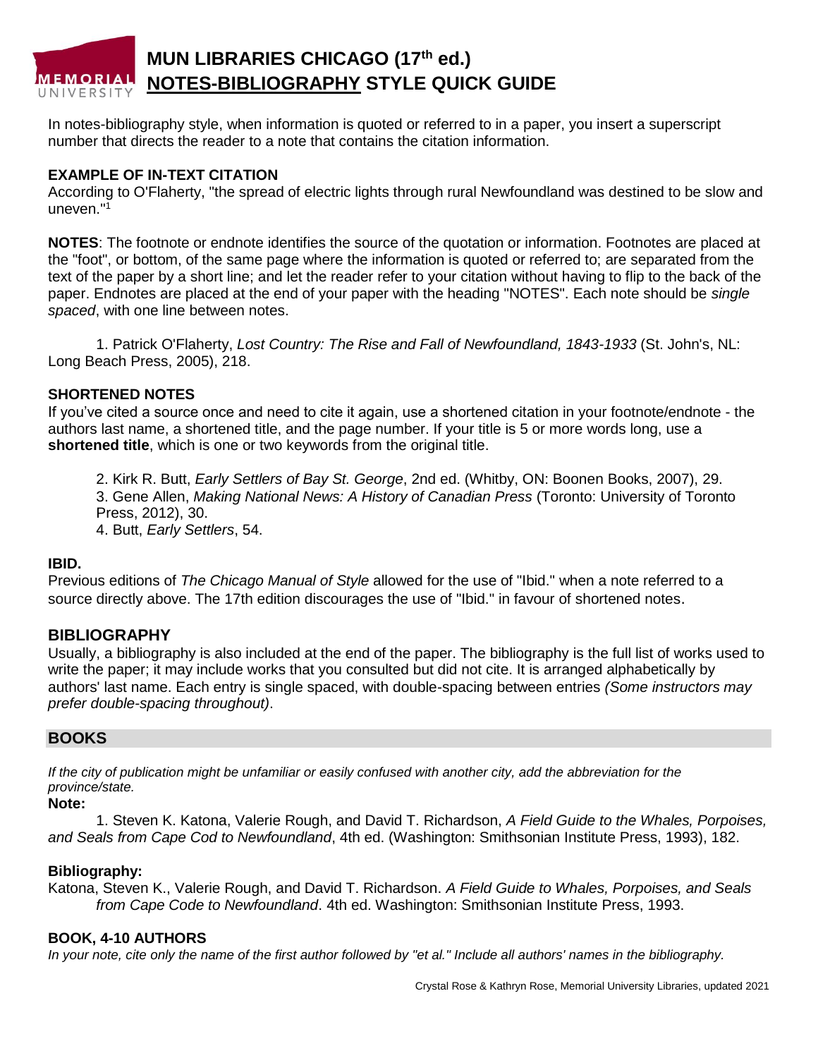# MUN LIBRARIES CHICAGO (17th ed.) NOTES-BIBLIOGRAPHY STYLE QUICK GUIDE

In notes-bibliography style, when information is quoted or referred to in a paper, you insert a superscript number that directs the reader to a note that contains the citation information.

**EXAMPLE OF IN-TEXT CITATION**

According to O'Flaherty, "the spread of electric lights through rural Newfoundland was destined to be slow and uneven."[1]

**NOTES**: The footnote or endnote identifies the source of the quotation or information. Footnotes are placed at the "foot", or bottom, of the same page where the information is quoted or referred to; are separated from the text of the paper by a short line; and let the reader refer to your citation without having to flip to the back of the paper. Endnotes are placed at the end of your paper with the heading "NOTES". Each note should be *single spaced*, with one line between notes.

1. Patrick O'Flaherty, *Lost Country: The Rise and Fall of Newfoundland, 1843-1933* (St. John's, NL: Long Beach Press, 2005), 218.

**SHORTENED NOTES**

If you've cited a source once and need to cite it again, use a shortened citation in your footnote/endnote - the authors last name, a shortened title, and the page number. If your title is 5 or more words long, use a **shortened title**, which is one or two keywords from the original title.

2. Kirk R. Butt, *Early Settlers of Bay St. George*, 2nd ed. (Whitby, ON: Boonen Books, 2007), 29.
3. Gene Allen, *Making National News: A History of Canadian Press* (Toronto: University of Toronto Press, 2012), 30.
4. Butt, *Early Settlers*, 54.

**IBID.**

Previous editions of *The Chicago Manual of Style* allowed for the use of "Ibid." when a note referred to a source directly above. The 17th edition discourages the use of "Ibid." in favour of shortened notes.

## BIBLIOGRAPHY

Usually, a bibliography is also included at the end of the paper. The bibliography is the full list of works used to write the paper; it may include works that you consulted but did not cite. It is arranged alphabetically by authors' last name. Each entry is single spaced, with double-spacing between entries *(Some instructors may prefer double-spacing throughout)*.

## BOOKS

*If the city of publication might be unfamiliar or easily confused with another city, add the abbreviation for the province/state.*

**Note:**

1. Steven K. Katona, Valerie Rough, and David T. Richardson, *A Field Guide to the Whales, Porpoises, and Seals from Cape Cod to Newfoundland*, 4th ed. (Washington: Smithsonian Institute Press, 1993), 182.

**Bibliography:**

Katona, Steven K., Valerie Rough, and David T. Richardson. *A Field Guide to Whales, Porpoises, and Seals from Cape Code to Newfoundland*. 4th ed. Washington: Smithsonian Institute Press, 1993.

**BOOK, 4-10 AUTHORS**

*In your note, cite only the name of the first author followed by "et al." Include all authors' names in the bibliography.*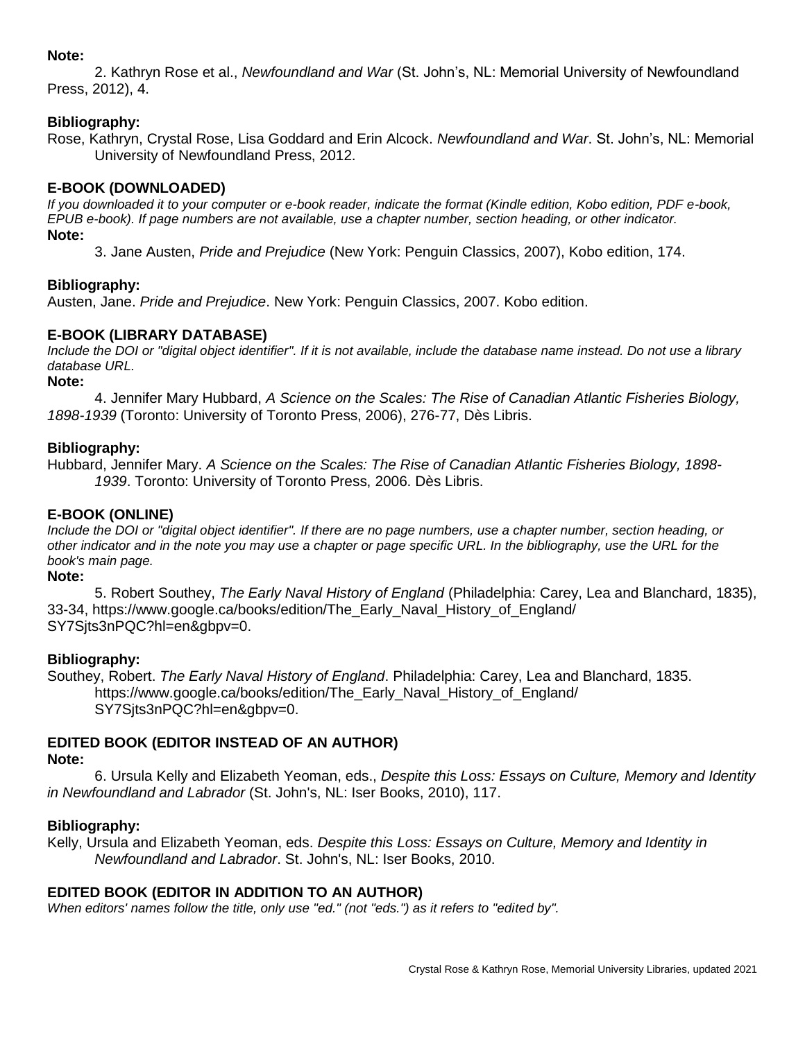**Note:**

2. Kathryn Rose et al., *Newfoundland and War* (St. John's, NL: Memorial University of Newfoundland Press, 2012), 4.

**Bibliography:**

Rose, Kathryn, Crystal Rose, Lisa Goddard and Erin Alcock. *Newfoundland and War*. St. John's, NL: Memorial University of Newfoundland Press, 2012.

### E-BOOK (DOWNLOADED)

*If you downloaded it to your computer or e-book reader, indicate the format (Kindle edition, Kobo edition, PDF e-book, EPUB e-book). If page numbers are not available, use a chapter number, section heading, or other indicator.*

**Note:**

3. Jane Austen, *Pride and Prejudice* (New York: Penguin Classics, 2007), Kobo edition, 174.

**Bibliography:**

Austen, Jane. *Pride and Prejudice*. New York: Penguin Classics, 2007. Kobo edition.

### E-BOOK (LIBRARY DATABASE)

*Include the DOI or "digital object identifier". If it is not available, include the database name instead. Do not use a library database URL.*

**Note:**

4. Jennifer Mary Hubbard, *A Science on the Scales: The Rise of Canadian Atlantic Fisheries Biology, 1898-1939* (Toronto: University of Toronto Press, 2006), 276-77, Dès Libris.

**Bibliography:**

Hubbard, Jennifer Mary. *A Science on the Scales: The Rise of Canadian Atlantic Fisheries Biology, 1898-1939*. Toronto: University of Toronto Press, 2006. Dès Libris.

### E-BOOK (ONLINE)

*Include the DOI or "digital object identifier". If there are no page numbers, use a chapter number, section heading, or other indicator and in the note you may use a chapter or page specific URL. In the bibliography, use the URL for the book's main page.*

**Note:**

5. Robert Southey, *The Early Naval History of England* (Philadelphia: Carey, Lea and Blanchard, 1835), 33-34, https://www.google.ca/books/edition/The_Early_Naval_History_of_England/SY7Sjts3nPQC?hl=en&gbpv=0.

**Bibliography:**

Southey, Robert. *The Early Naval History of England*. Philadelphia: Carey, Lea and Blanchard, 1835. https://www.google.ca/books/edition/The_Early_Naval_History_of_England/SY7Sjts3nPQC?hl=en&gbpv=0.

### EDITED BOOK (EDITOR INSTEAD OF AN AUTHOR)

**Note:**

6. Ursula Kelly and Elizabeth Yeoman, eds., *Despite this Loss: Essays on Culture, Memory and Identity in Newfoundland and Labrador* (St. John's, NL: Iser Books, 2010), 117.

**Bibliography:**

Kelly, Ursula and Elizabeth Yeoman, eds. *Despite this Loss: Essays on Culture, Memory and Identity in Newfoundland and Labrador*. St. John's, NL: Iser Books, 2010.

### EDITED BOOK (EDITOR IN ADDITION TO AN AUTHOR)

*When editors' names follow the title, only use "ed." (not "eds.") as it refers to "edited by".*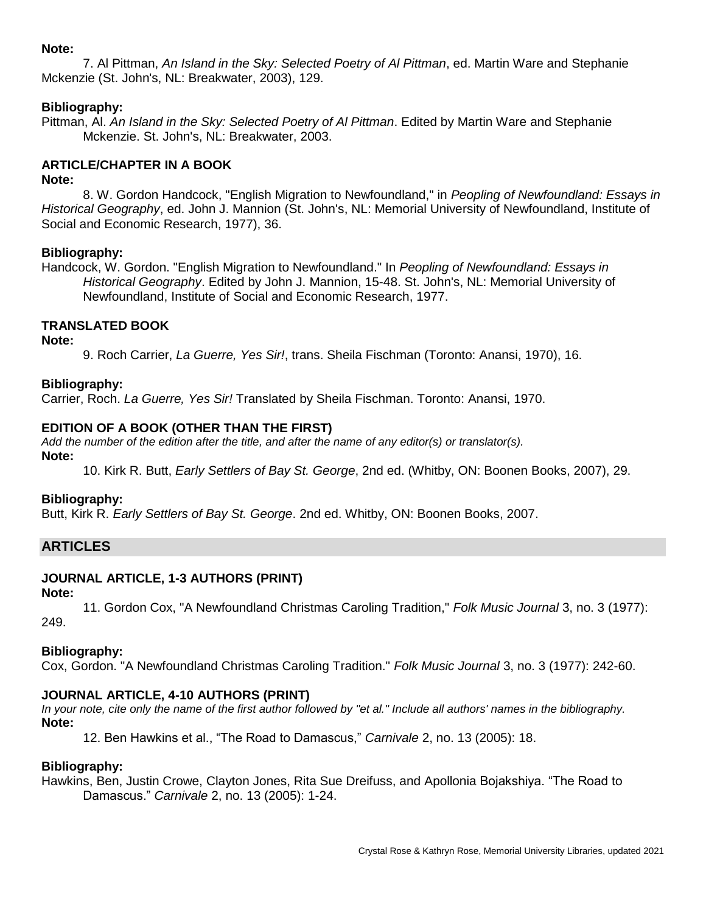**Note:**

7. Al Pittman, *An Island in the Sky: Selected Poetry of Al Pittman*, ed. Martin Ware and Stephanie Mckenzie (St. John's, NL: Breakwater, 2003), 129.

**Bibliography:**

Pittman, Al. *An Island in the Sky: Selected Poetry of Al Pittman*. Edited by Martin Ware and Stephanie Mckenzie. St. John's, NL: Breakwater, 2003.

### ARTICLE/CHAPTER IN A BOOK

**Note:**

8. W. Gordon Handcock, "English Migration to Newfoundland," in *Peopling of Newfoundland: Essays in Historical Geography*, ed. John J. Mannion (St. John's, NL: Memorial University of Newfoundland, Institute of Social and Economic Research, 1977), 36.

**Bibliography:**

Handcock, W. Gordon. "English Migration to Newfoundland." In *Peopling of Newfoundland: Essays in Historical Geography*. Edited by John J. Mannion, 15-48. St. John's, NL: Memorial University of Newfoundland, Institute of Social and Economic Research, 1977.

### TRANSLATED BOOK

**Note:**

9. Roch Carrier, *La Guerre, Yes Sir!*, trans. Sheila Fischman (Toronto: Anansi, 1970), 16.

**Bibliography:**

Carrier, Roch. *La Guerre, Yes Sir!* Translated by Sheila Fischman. Toronto: Anansi, 1970.

### EDITION OF A BOOK (OTHER THAN THE FIRST)

*Add the number of the edition after the title, and after the name of any editor(s) or translator(s).*

**Note:**

10. Kirk R. Butt, *Early Settlers of Bay St. George*, 2nd ed. (Whitby, ON: Boonen Books, 2007), 29.

**Bibliography:**

Butt, Kirk R. *Early Settlers of Bay St. George*. 2nd ed. Whitby, ON: Boonen Books, 2007.

## ARTICLES

### JOURNAL ARTICLE, 1-3 AUTHORS (PRINT)

**Note:**

11. Gordon Cox, "A Newfoundland Christmas Caroling Tradition," *Folk Music Journal* 3, no. 3 (1977): 249.

**Bibliography:**

Cox, Gordon. "A Newfoundland Christmas Caroling Tradition." *Folk Music Journal* 3, no. 3 (1977): 242-60.

### JOURNAL ARTICLE, 4-10 AUTHORS (PRINT)

*In your note, cite only the name of the first author followed by "et al." Include all authors' names in the bibliography.*

**Note:**

12. Ben Hawkins et al., "The Road to Damascus," *Carnivale* 2, no. 13 (2005): 18.

**Bibliography:**

Hawkins, Ben, Justin Crowe, Clayton Jones, Rita Sue Dreifuss, and Apollonia Bojakshiya. "The Road to Damascus." *Carnivale* 2, no. 13 (2005): 1-24.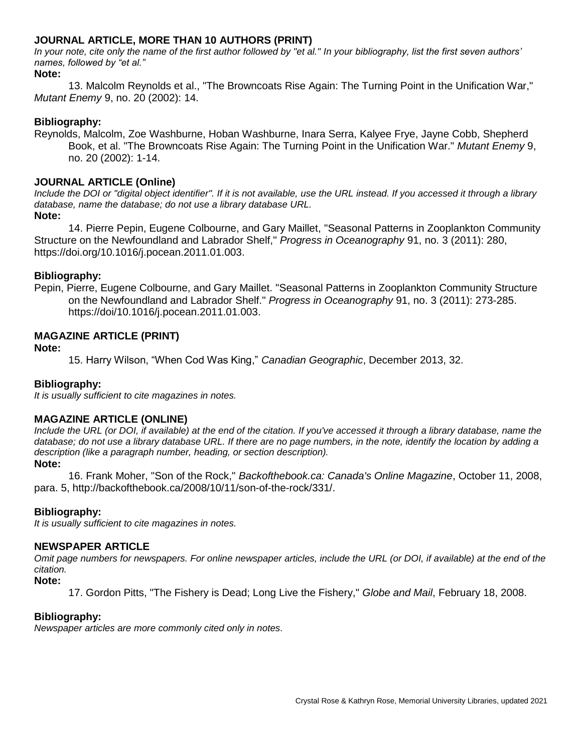### JOURNAL ARTICLE, MORE THAN 10 AUTHORS (PRINT)

*In your note, cite only the name of the first author followed by "et al." In your bibliography, list the first seven authors' names, followed by "et al."*

**Note:**

13. Malcolm Reynolds et al., "The Browncoats Rise Again: The Turning Point in the Unification War," *Mutant Enemy* 9, no. 20 (2002): 14.

**Bibliography:**

Reynolds, Malcolm, Zoe Washburne, Hoban Washburne, Inara Serra, Kalyee Frye, Jayne Cobb, Shepherd Book, et al. "The Browncoats Rise Again: The Turning Point in the Unification War." *Mutant Enemy* 9, no. 20 (2002): 1-14.

### JOURNAL ARTICLE (Online)

*Include the DOI or "digital object identifier". If it is not available, use the URL instead. If you accessed it through a library database, name the database; do not use a library database URL.*

**Note:**

14. Pierre Pepin, Eugene Colbourne, and Gary Maillet, "Seasonal Patterns in Zooplankton Community Structure on the Newfoundland and Labrador Shelf," *Progress in Oceanography* 91, no. 3 (2011): 280, https://doi.org/10.1016/j.pocean.2011.01.003.

**Bibliography:**

Pepin, Pierre, Eugene Colbourne, and Gary Maillet. "Seasonal Patterns in Zooplankton Community Structure on the Newfoundland and Labrador Shelf." *Progress in Oceanography* 91, no. 3 (2011): 273-285. https://doi/10.1016/j.pocean.2011.01.003.

### MAGAZINE ARTICLE (PRINT)

**Note:**

15. Harry Wilson, "When Cod Was King," *Canadian Geographic*, December 2013, 32.

**Bibliography:**

*It is usually sufficient to cite magazines in notes.*

### MAGAZINE ARTICLE (ONLINE)

*Include the URL (or DOI, if available) at the end of the citation. If you've accessed it through a library database, name the database; do not use a library database URL. If there are no page numbers, in the note, identify the location by adding a description (like a paragraph number, heading, or section description).*

**Note:**

16. Frank Moher, "Son of the Rock," *Backofthebook.ca: Canada's Online Magazine*, October 11, 2008, para. 5, http://backofthebook.ca/2008/10/11/son-of-the-rock/331/.

**Bibliography:**

*It is usually sufficient to cite magazines in notes.*

### NEWSPAPER ARTICLE

*Omit page numbers for newspapers. For online newspaper articles, include the URL (or DOI, if available) at the end of the citation.*

**Note:**

17. Gordon Pitts, "The Fishery is Dead; Long Live the Fishery," *Globe and Mail*, February 18, 2008.

**Bibliography:**

*Newspaper articles are more commonly cited only in notes.*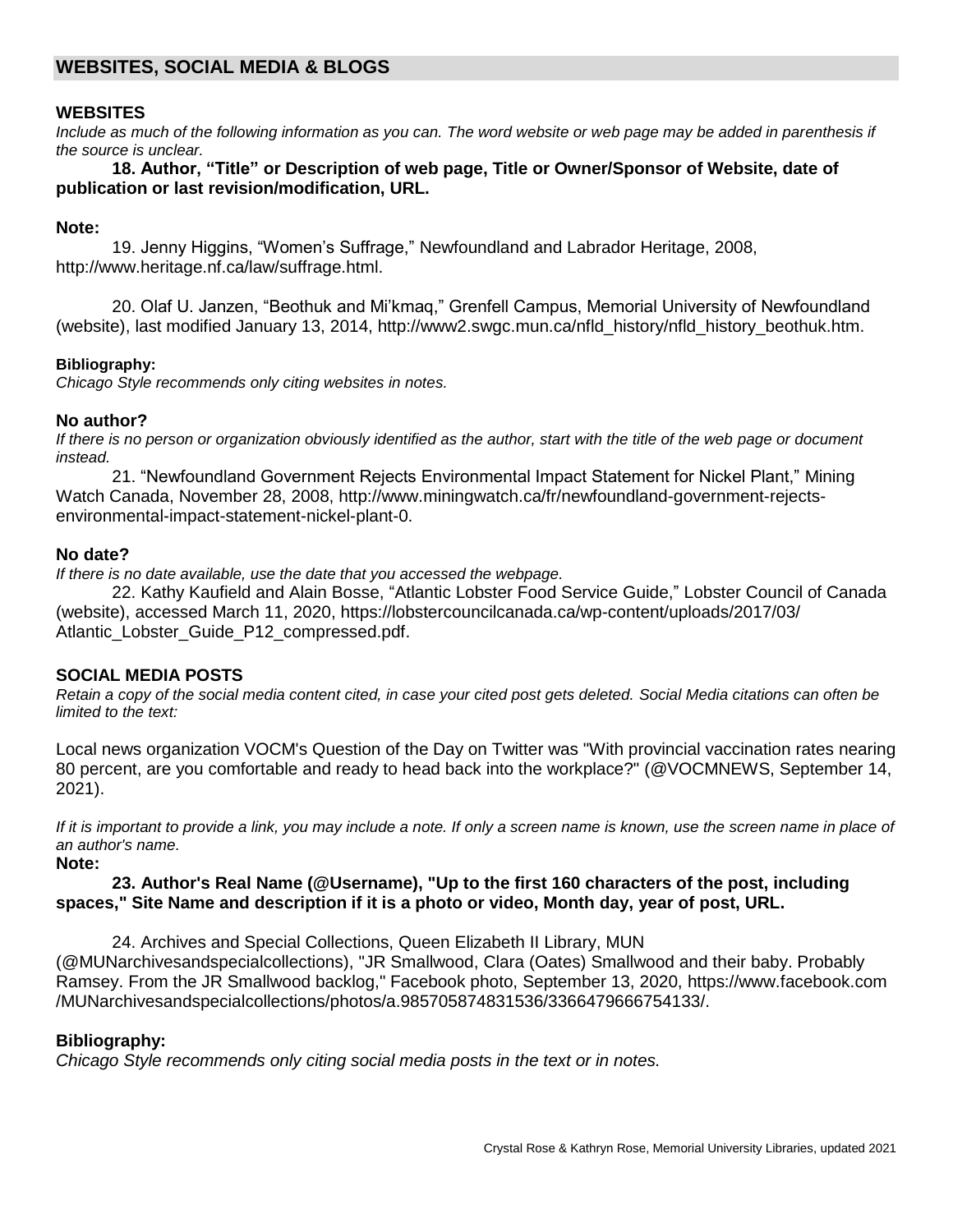## WEBSITES, SOCIAL MEDIA & BLOGS

### WEBSITES

*Include as much of the following information as you can. The word website or web page may be added in parenthesis if the source is unclear.*

**18. Author, "Title" or Description of web page, Title or Owner/Sponsor of Website, date of publication or last revision/modification, URL.**

**Note:**

19. Jenny Higgins, "Women's Suffrage," Newfoundland and Labrador Heritage, 2008, http://www.heritage.nf.ca/law/suffrage.html.

20. Olaf U. Janzen, "Beothuk and Mi'kmaq," Grenfell Campus, Memorial University of Newfoundland (website), last modified January 13, 2014, http://www2.swgc.mun.ca/nfld_history/nfld_history_beothuk.htm.

**Bibliography:**

*Chicago Style recommends only citing websites in notes.*

**No author?**

*If there is no person or organization obviously identified as the author, start with the title of the web page or document instead.*

21. "Newfoundland Government Rejects Environmental Impact Statement for Nickel Plant," Mining Watch Canada, November 28, 2008, http://www.miningwatch.ca/fr/newfoundland-government-rejects-environmental-impact-statement-nickel-plant-0.

**No date?**

*If there is no date available, use the date that you accessed the webpage.*

22. Kathy Kaufield and Alain Bosse, "Atlantic Lobster Food Service Guide," Lobster Council of Canada (website), accessed March 11, 2020, https://lobstercouncilcanada.ca/wp-content/uploads/2017/03/Atlantic_Lobster_Guide_P12_compressed.pdf.

### SOCIAL MEDIA POSTS

*Retain a copy of the social media content cited, in case your cited post gets deleted. Social Media citations can often be limited to the text:*

Local news organization VOCM's Question of the Day on Twitter was "With provincial vaccination rates nearing 80 percent, are you comfortable and ready to head back into the workplace?" (@VOCMNEWS, September 14, 2021).

*If it is important to provide a link, you may include a note. If only a screen name is known, use the screen name in place of an author's name.*

**Note:**

**23. Author's Real Name (@Username), "Up to the first 160 characters of the post, including spaces," Site Name and description if it is a photo or video, Month day, year of post, URL.**

24. Archives and Special Collections, Queen Elizabeth II Library, MUN (@MUNarchivesandspecialcollections), "JR Smallwood, Clara (Oates) Smallwood and their baby. Probably Ramsey. From the JR Smallwood backlog," Facebook photo, September 13, 2020, https://www.facebook.com/MUNarchivesandspecialcollections/photos/a.985705874831536/3366479666754133/.

**Bibliography:**

*Chicago Style recommends only citing social media posts in the text or in notes.*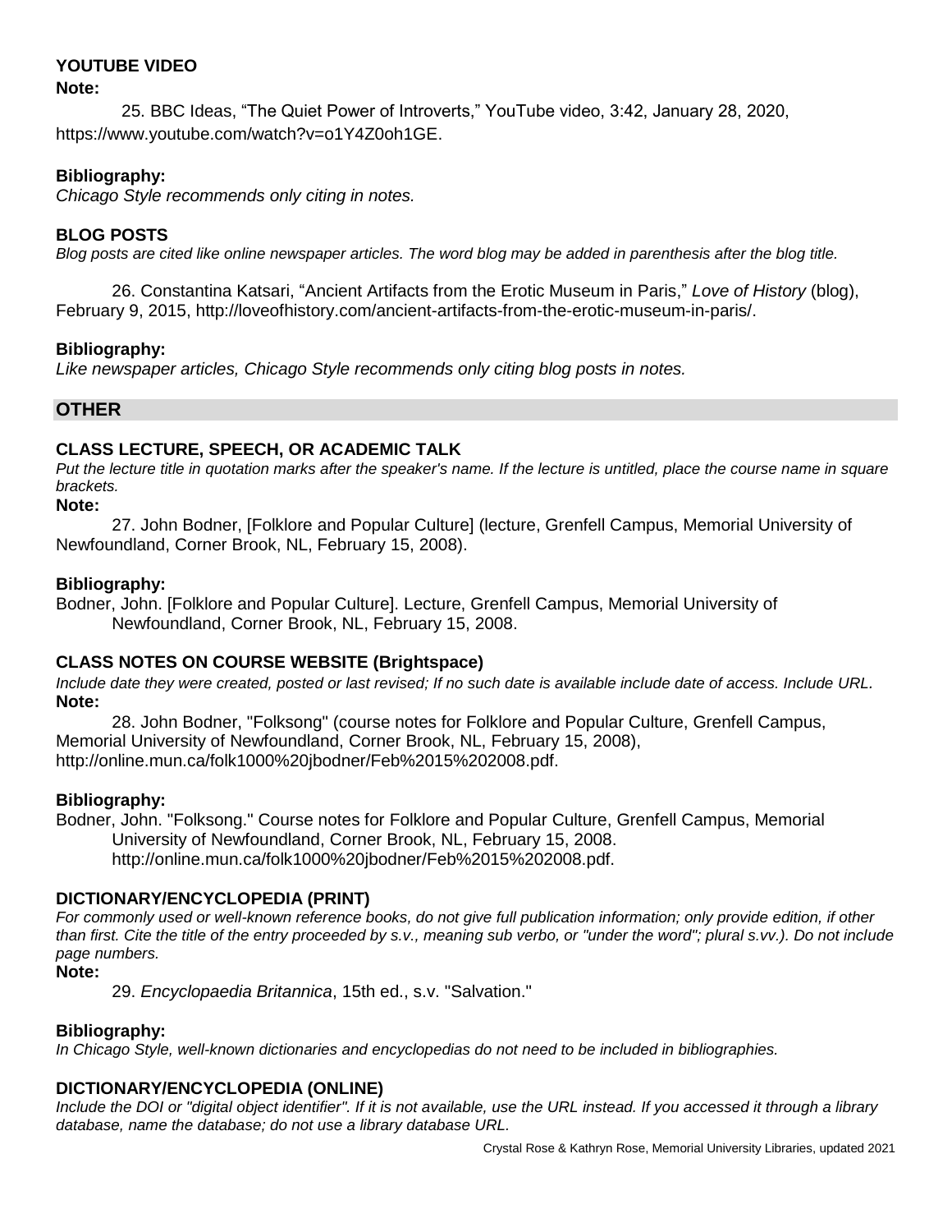### YOUTUBE VIDEO

**Note:**

25. BBC Ideas, "The Quiet Power of Introverts," YouTube video, 3:42, January 28, 2020, https://www.youtube.com/watch?v=o1Y4Z0oh1GE.

**Bibliography:**

*Chicago Style recommends only citing in notes.*

### BLOG POSTS

*Blog posts are cited like online newspaper articles. The word blog may be added in parenthesis after the blog title.*

26. Constantina Katsari, "Ancient Artifacts from the Erotic Museum in Paris," *Love of History* (blog), February 9, 2015, http://loveofhistory.com/ancient-artifacts-from-the-erotic-museum-in-paris/.

**Bibliography:**

*Like newspaper articles, Chicago Style recommends only citing blog posts in notes.*

## OTHER

### CLASS LECTURE, SPEECH, OR ACADEMIC TALK

*Put the lecture title in quotation marks after the speaker's name. If the lecture is untitled, place the course name in square brackets.*

**Note:**

27. John Bodner, [Folklore and Popular Culture] (lecture, Grenfell Campus, Memorial University of Newfoundland, Corner Brook, NL, February 15, 2008).

**Bibliography:**

Bodner, John. [Folklore and Popular Culture]. Lecture, Grenfell Campus, Memorial University of Newfoundland, Corner Brook, NL, February 15, 2008.

### CLASS NOTES ON COURSE WEBSITE (Brightspace)

*Include date they were created, posted or last revised; If no such date is available include date of access. Include URL.*

**Note:**

28. John Bodner, "Folksong" (course notes for Folklore and Popular Culture, Grenfell Campus, Memorial University of Newfoundland, Corner Brook, NL, February 15, 2008), http://online.mun.ca/folk1000%20jbodner/Feb%2015%202008.pdf.

**Bibliography:**

Bodner, John. "Folksong." Course notes for Folklore and Popular Culture, Grenfell Campus, Memorial University of Newfoundland, Corner Brook, NL, February 15, 2008. http://online.mun.ca/folk1000%20jbodner/Feb%2015%202008.pdf.

### DICTIONARY/ENCYCLOPEDIA (PRINT)

*For commonly used or well-known reference books, do not give full publication information; only provide edition, if other than first. Cite the title of the entry proceeded by s.v., meaning sub verbo, or "under the word"; plural s.vv.). Do not include page numbers.*

**Note:**

29. *Encyclopaedia Britannica*, 15th ed., s.v. "Salvation."

**Bibliography:**

*In Chicago Style, well-known dictionaries and encyclopedias do not need to be included in bibliographies.*

### DICTIONARY/ENCYCLOPEDIA (ONLINE)

*Include the DOI or "digital object identifier". If it is not available, use the URL instead. If you accessed it through a library database, name the database; do not use a library database URL.*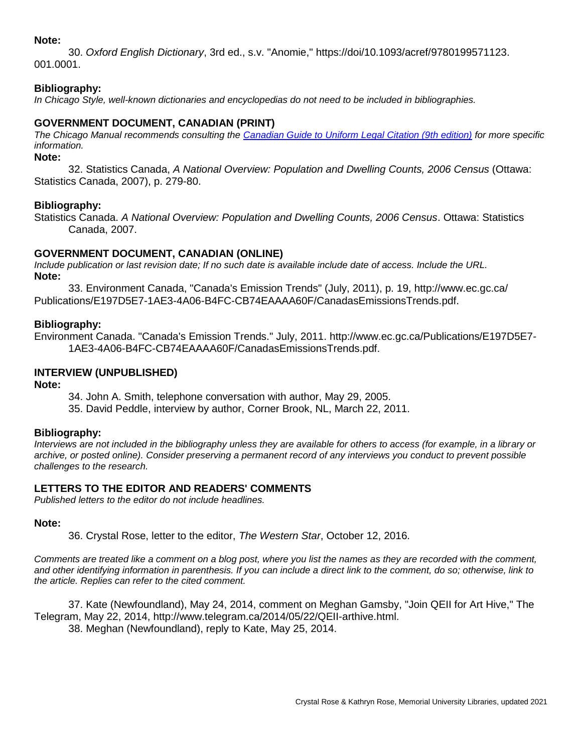**Note:**

30. *Oxford English Dictionary*, 3rd ed., s.v. "Anomie," https://doi/10.1093/acref/9780199571123.001.0001.

**Bibliography:**

*In Chicago Style, well-known dictionaries and encyclopedias do not need to be included in bibliographies.*

## GOVERNMENT DOCUMENT, CANADIAN (PRINT)

*The Chicago Manual recommends consulting the Canadian Guide to Uniform Legal Citation (9th edition) for more specific information.*

**Note:**

32. Statistics Canada, *A National Overview: Population and Dwelling Counts, 2006 Census* (Ottawa: Statistics Canada, 2007), p. 279-80.

**Bibliography:**

Statistics Canada. *A National Overview: Population and Dwelling Counts, 2006 Census*. Ottawa: Statistics Canada, 2007.

## GOVERNMENT DOCUMENT, CANADIAN (ONLINE)

*Include publication or last revision date; If no such date is available include date of access. Include the URL.*

**Note:**

33. Environment Canada, "Canada's Emission Trends" (July, 2011), p. 19, http://www.ec.gc.ca/Publications/E197D5E7-1AE3-4A06-B4FC-CB74EAAAA60F/CanadasEmissionsTrends.pdf.

**Bibliography:**

Environment Canada. "Canada's Emission Trends." July, 2011. http://www.ec.gc.ca/Publications/E197D5E7-1AE3-4A06-B4FC-CB74EAAAA60F/CanadasEmissionsTrends.pdf.

## INTERVIEW (UNPUBLISHED)

**Note:**

34. John A. Smith, telephone conversation with author, May 29, 2005.
35. David Peddle, interview by author, Corner Brook, NL, March 22, 2011.

**Bibliography:**

*Interviews are not included in the bibliography unless they are available for others to access (for example, in a library or archive, or posted online). Consider preserving a permanent record of any interviews you conduct to prevent possible challenges to the research.*

## LETTERS TO THE EDITOR AND READERS' COMMENTS

*Published letters to the editor do not include headlines.*

**Note:**

36. Crystal Rose, letter to the editor, *The Western Star*, October 12, 2016.

*Comments are treated like a comment on a blog post, where you list the names as they are recorded with the comment, and other identifying information in parenthesis. If you can include a direct link to the comment, do so; otherwise, link to the article. Replies can refer to the cited comment.*

37. Kate (Newfoundland), May 24, 2014, comment on Meghan Gamsby, "Join QEII for Art Hive," The Telegram, May 22, 2014, http://www.telegram.ca/2014/05/22/QEII-arthive.html.
38. Meghan (Newfoundland), reply to Kate, May 25, 2014.

Crystal Rose & Kathryn Rose, Memorial University Libraries, updated 2021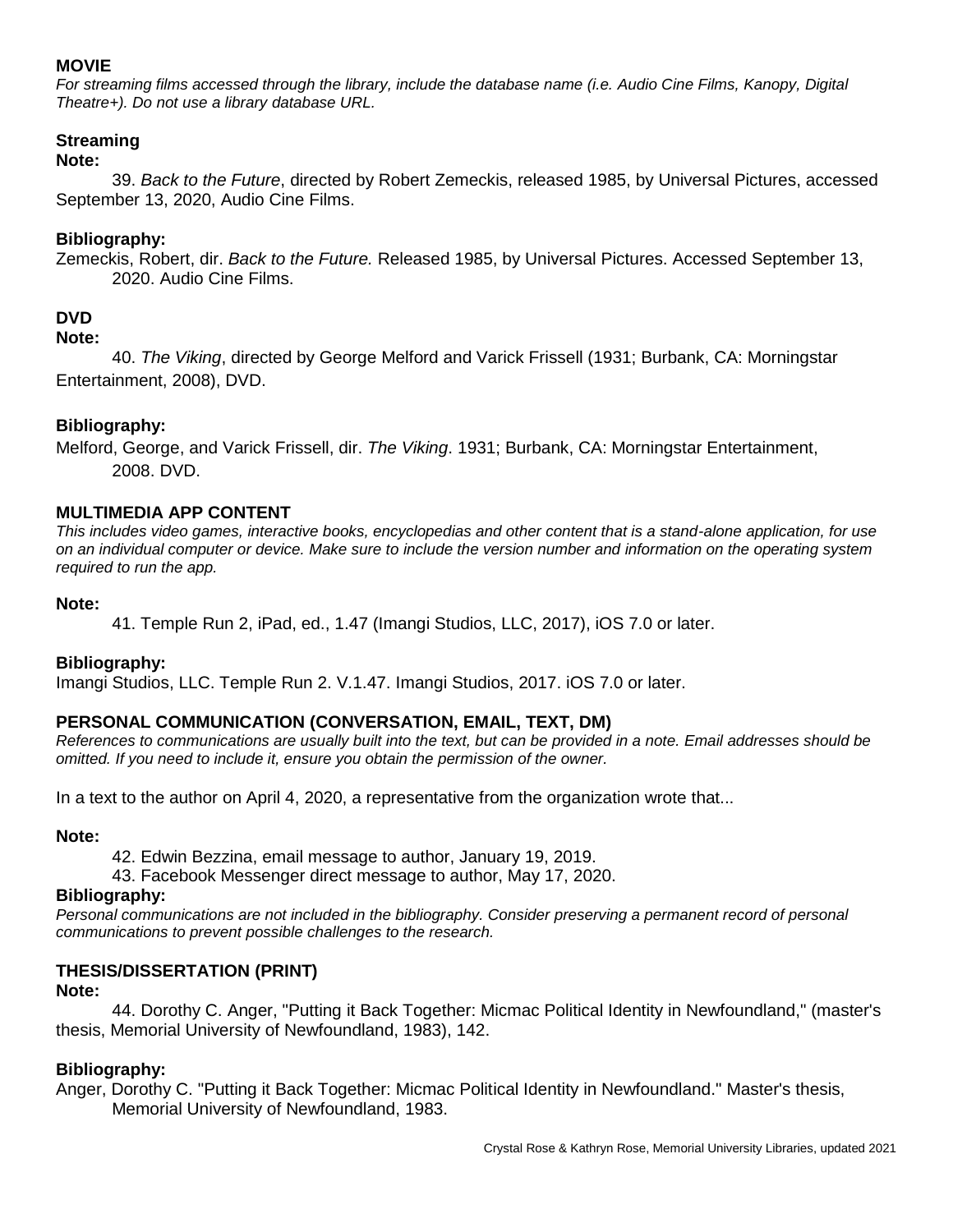## MOVIE

*For streaming films accessed through the library, include the database name (i.e. Audio Cine Films, Kanopy, Digital Theatre+). Do not use a library database URL.*

### Streaming

**Note:**

39. *Back to the Future*, directed by Robert Zemeckis, released 1985, by Universal Pictures, accessed September 13, 2020, Audio Cine Films.

**Bibliography:**

Zemeckis, Robert, dir. *Back to the Future.* Released 1985, by Universal Pictures. Accessed September 13, 2020. Audio Cine Films.

### DVD

**Note:**

40. *The Viking*, directed by George Melford and Varick Frissell (1931; Burbank, CA: Morningstar Entertainment, 2008), DVD.

**Bibliography:**

Melford, George, and Varick Frissell, dir. *The Viking*. 1931; Burbank, CA: Morningstar Entertainment, 2008. DVD.

## MULTIMEDIA APP CONTENT

*This includes video games, interactive books, encyclopedias and other content that is a stand-alone application, for use on an individual computer or device. Make sure to include the version number and information on the operating system required to run the app.*

**Note:**

41. Temple Run 2, iPad, ed., 1.47 (Imangi Studios, LLC, 2017), iOS 7.0 or later.

**Bibliography:**

Imangi Studios, LLC. Temple Run 2. V.1.47. Imangi Studios, 2017. iOS 7.0 or later.

## PERSONAL COMMUNICATION (CONVERSATION, EMAIL, TEXT, DM)

*References to communications are usually built into the text, but can be provided in a note. Email addresses should be omitted. If you need to include it, ensure you obtain the permission of the owner.*

In a text to the author on April 4, 2020, a representative from the organization wrote that...

**Note:**

42. Edwin Bezzina, email message to author, January 19, 2019.

43. Facebook Messenger direct message to author, May 17, 2020.

**Bibliography:**

*Personal communications are not included in the bibliography. Consider preserving a permanent record of personal communications to prevent possible challenges to the research.*

## THESIS/DISSERTATION (PRINT)

**Note:**

44. Dorothy C. Anger, "Putting it Back Together: Micmac Political Identity in Newfoundland," (master's thesis, Memorial University of Newfoundland, 1983), 142.

**Bibliography:**

Anger, Dorothy C. "Putting it Back Together: Micmac Political Identity in Newfoundland." Master's thesis, Memorial University of Newfoundland, 1983.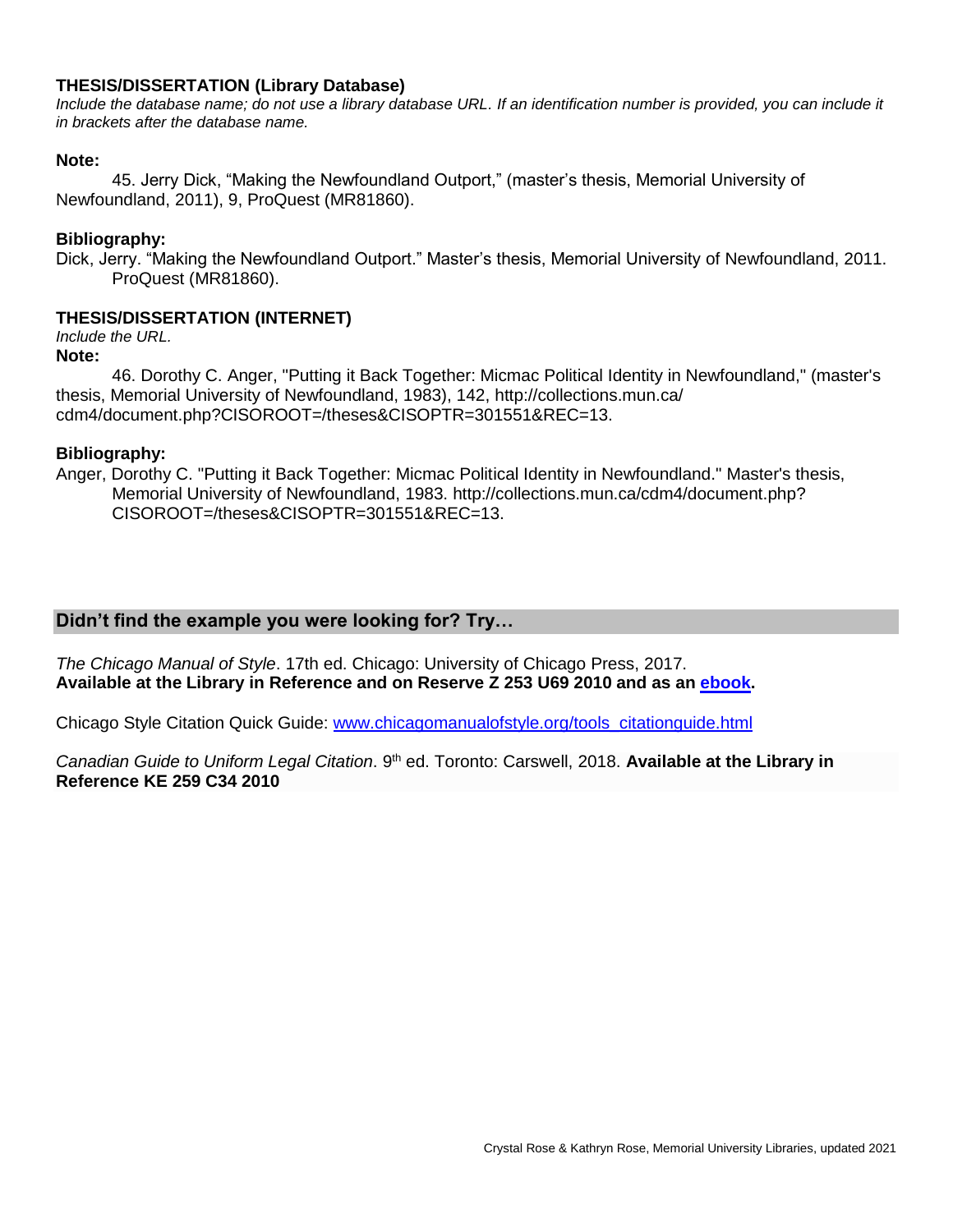### THESIS/DISSERTATION (Library Database)

*Include the database name; do not use a library database URL. If an identification number is provided, you can include it in brackets after the database name.*

**Note:**

45. Jerry Dick, "Making the Newfoundland Outport," (master's thesis, Memorial University of Newfoundland, 2011), 9, ProQuest (MR81860).

**Bibliography:**

Dick, Jerry. "Making the Newfoundland Outport." Master's thesis, Memorial University of Newfoundland, 2011. ProQuest (MR81860).

### THESIS/DISSERTATION (INTERNET)

*Include the URL.*

**Note:**

46. Dorothy C. Anger, "Putting it Back Together: Micmac Political Identity in Newfoundland," (master's thesis, Memorial University of Newfoundland, 1983), 142, http://collections.mun.ca/cdm4/document.php?CISOROOT=/theses&CISOPTR=301551&REC=13.

**Bibliography:**

Anger, Dorothy C. "Putting it Back Together: Micmac Political Identity in Newfoundland." Master's thesis, Memorial University of Newfoundland, 1983. http://collections.mun.ca/cdm4/document.php?CISOROOT=/theses&CISOPTR=301551&REC=13.

## Didn't find the example you were looking for? Try…

*The Chicago Manual of Style*. 17th ed. Chicago: University of Chicago Press, 2017. **Available at the Library in Reference and on Reserve Z 253 U69 2010 and as an ebook.**

Chicago Style Citation Quick Guide: www.chicagomanualofstyle.org/tools_citationguide.html

*Canadian Guide to Uniform Legal Citation*. 9th ed. Toronto: Carswell, 2018. **Available at the Library in Reference KE 259 C34 2010**

Crystal Rose & Kathryn Rose, Memorial University Libraries, updated 2021